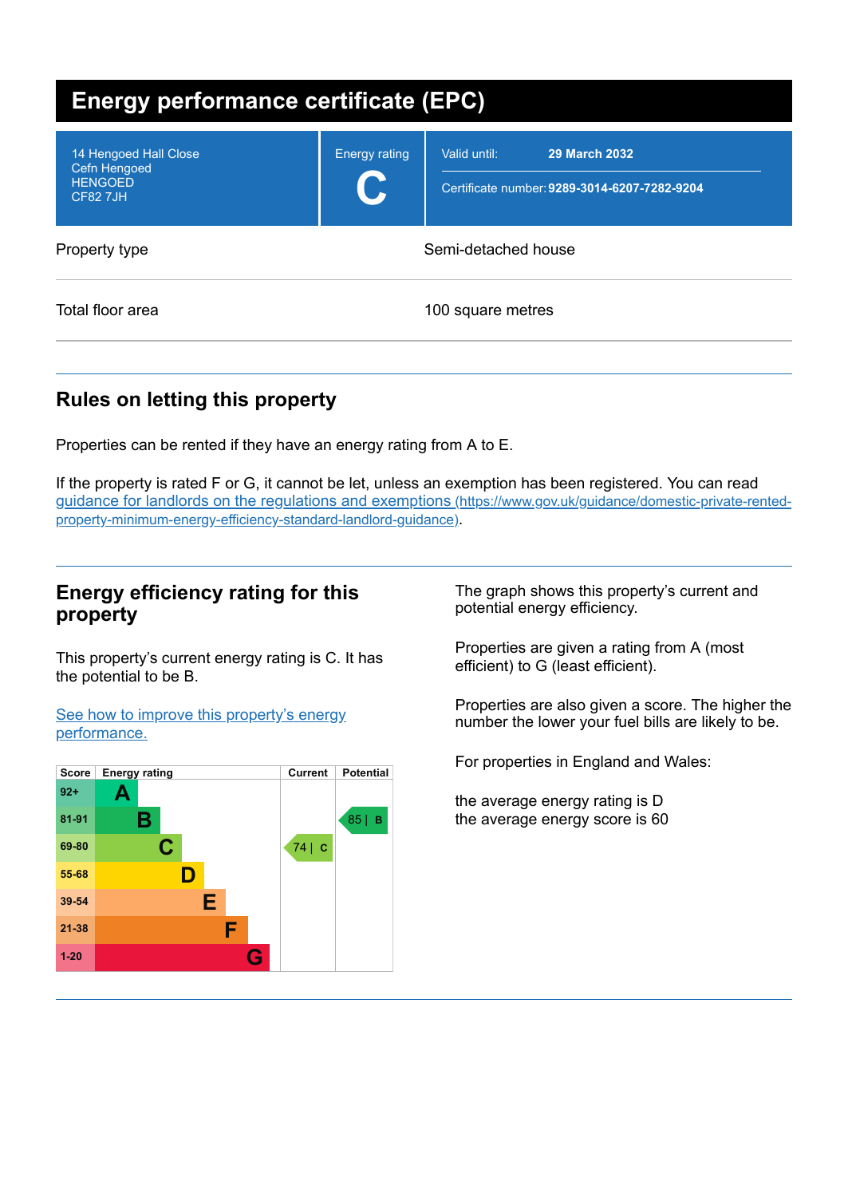# Energy performance certificate (EPC)

| | | |
|---|---|---|
| 14 Hengoed Hall Close<br>Cefn Hengoed<br>HENGOED<br>CF82 7JH | Energy rating<br>**C** | Valid until: **29 March 2032**<br>Certificate number: **9289-3014-6207-7282-9204** |

| | |
|---|---|
| Property type | Semi-detached house |
| Total floor area | 100 square metres |

## Rules on letting this property

Properties can be rented if they have an energy rating from A to E.

If the property is rated F or G, it cannot be let, unless an exemption has been registered. You can read guidance for landlords on the regulations and exemptions (https://www.gov.uk/guidance/domestic-private-rented-property-minimum-energy-efficiency-standard-landlord-guidance).

## Energy efficiency rating for this property

This property's current energy rating is C. It has the potential to be B.

See how to improve this property's energy performance.

| Score | Energy rating | Current | Potential |
|---|---|---|---|
| 92+ | A | | |
| 81-91 | B | | 85 \| B |
| 69-80 | C | 74 \| C | |
| 55-68 | D | | |
| 39-54 | E | | |
| 21-38 | F | | |
| 1-20 | G | | |

The graph shows this property's current and potential energy efficiency.

Properties are given a rating from A (most efficient) to G (least efficient).

Properties are also given a score. The higher the number the lower your fuel bills are likely to be.

For properties in England and Wales:

the average energy rating is D
the average energy score is 60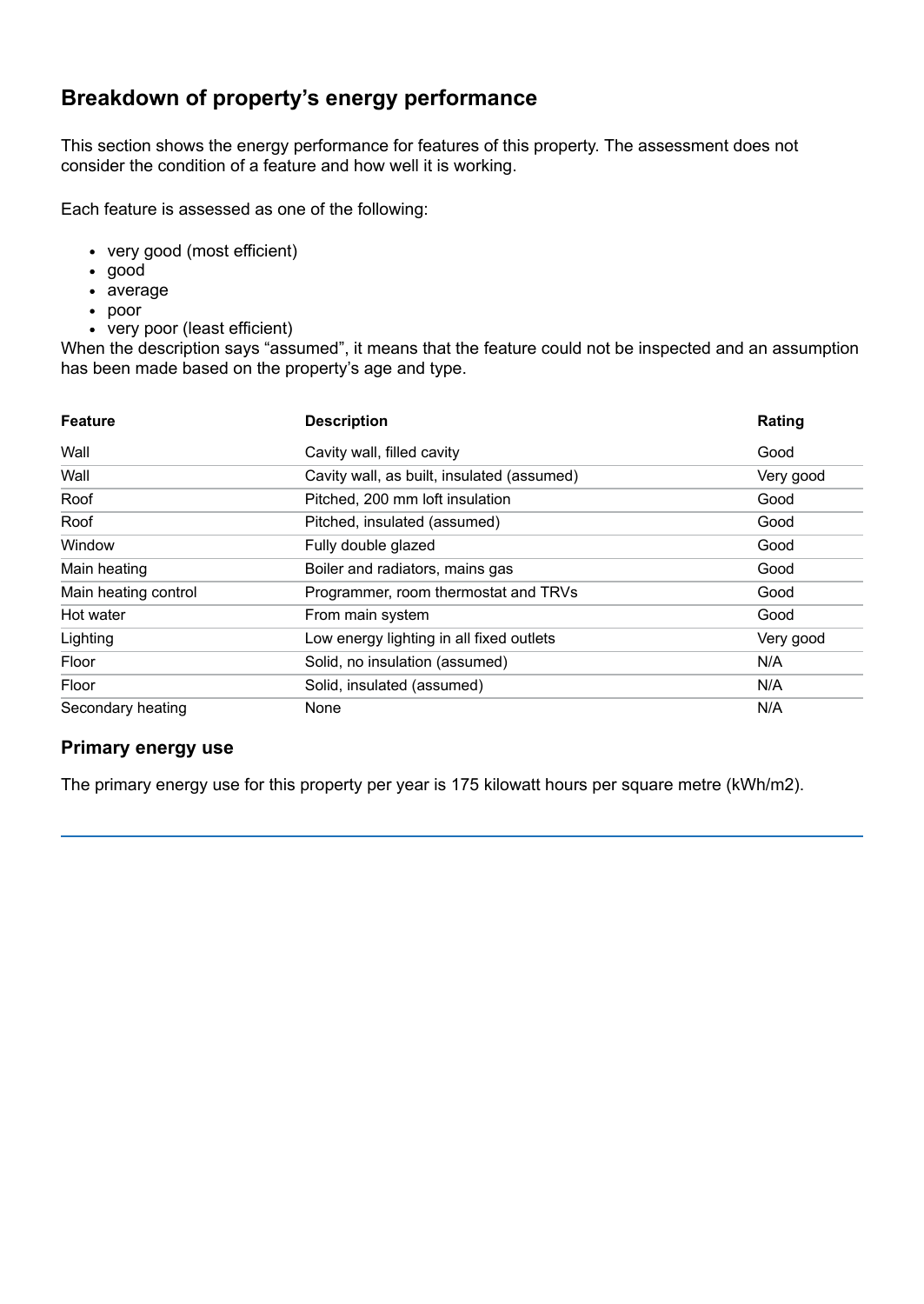## Breakdown of property's energy performance

This section shows the energy performance for features of this property. The assessment does not consider the condition of a feature and how well it is working.

Each feature is assessed as one of the following:

- very good (most efficient)
- good
- average
- poor
- very poor (least efficient)

When the description says "assumed", it means that the feature could not be inspected and an assumption has been made based on the property's age and type.

| Feature | Description | Rating |
| --- | --- | --- |
| Wall | Cavity wall, filled cavity | Good |
| Wall | Cavity wall, as built, insulated (assumed) | Very good |
| Roof | Pitched, 200 mm loft insulation | Good |
| Roof | Pitched, insulated (assumed) | Good |
| Window | Fully double glazed | Good |
| Main heating | Boiler and radiators, mains gas | Good |
| Main heating control | Programmer, room thermostat and TRVs | Good |
| Hot water | From main system | Good |
| Lighting | Low energy lighting in all fixed outlets | Very good |
| Floor | Solid, no insulation (assumed) | N/A |
| Floor | Solid, insulated (assumed) | N/A |
| Secondary heating | None | N/A |

### Primary energy use

The primary energy use for this property per year is 175 kilowatt hours per square metre (kWh/m2).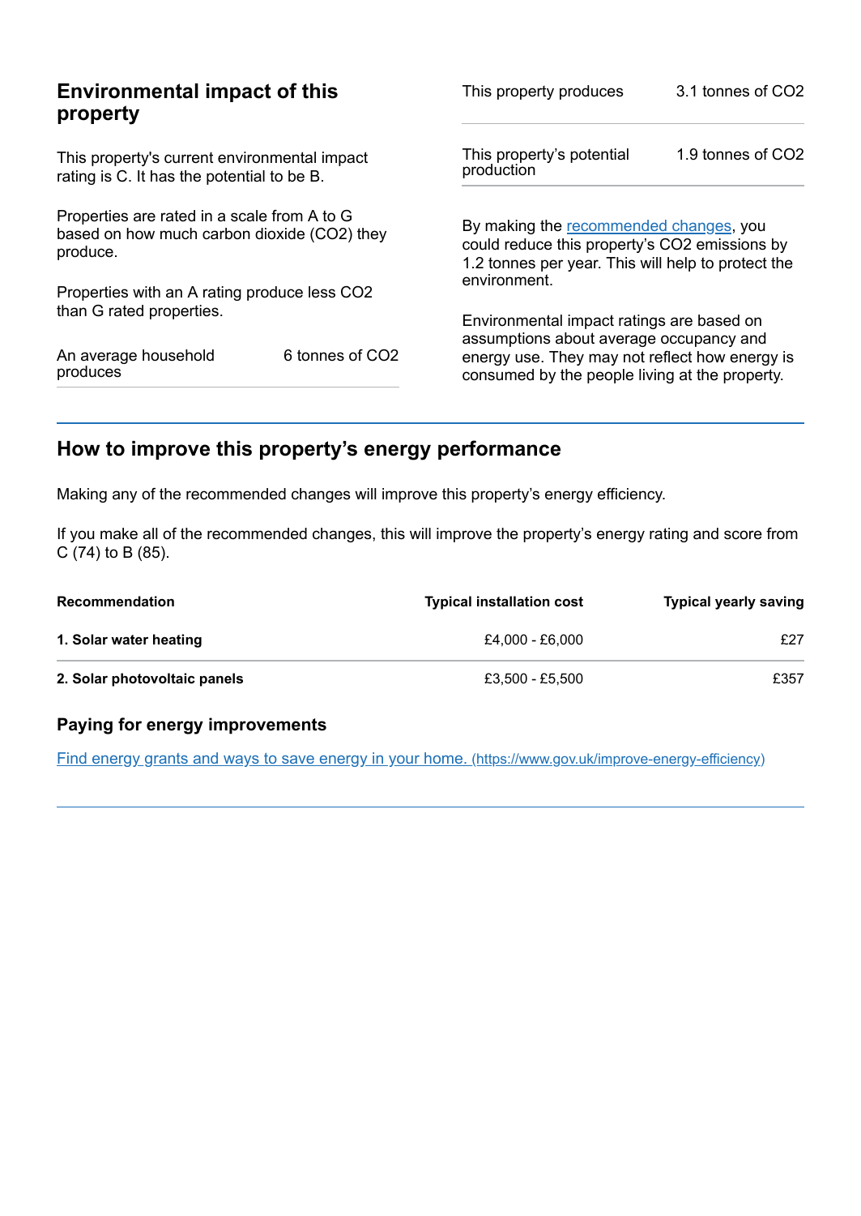## Environmental impact of this property

This property's current environmental impact rating is C. It has the potential to be B.

Properties are rated in a scale from A to G based on how much carbon dioxide ($CO_2$) they produce.

Properties with an A rating produce less $CO_2$ than G rated properties.

| | |
|---|---|
| An average household produces | 6 tonnes of $CO_2$ |

| | |
|---|---|
| This property produces | 3.1 tonnes of $CO_2$ |
| This property’s potential production | 1.9 tonnes of $CO_2$ |

By making the recommended changes, you could reduce this property’s $CO_2$ emissions by 1.2 tonnes per year. This will help to protect the environment.

Environmental impact ratings are based on assumptions about average occupancy and energy use. They may not reflect how energy is consumed by the people living at the property.

## How to improve this property’s energy performance

Making any of the recommended changes will improve this property’s energy efficiency.

If you make all of the recommended changes, this will improve the property’s energy rating and score from C (74) to B (85).

| Recommendation | Typical installation cost | Typical yearly saving |
|---|---|---|
| **1. Solar water heating** | £4,000 - £6,000 | £27 |
| **2. Solar photovoltaic panels** | £3,500 - £5,500 | £357 |

### Paying for energy improvements

[Find energy grants and ways to save energy in your home. (https://www.gov.uk/improve-energy-efficiency)](https://www.gov.uk/improve-energy-efficiency)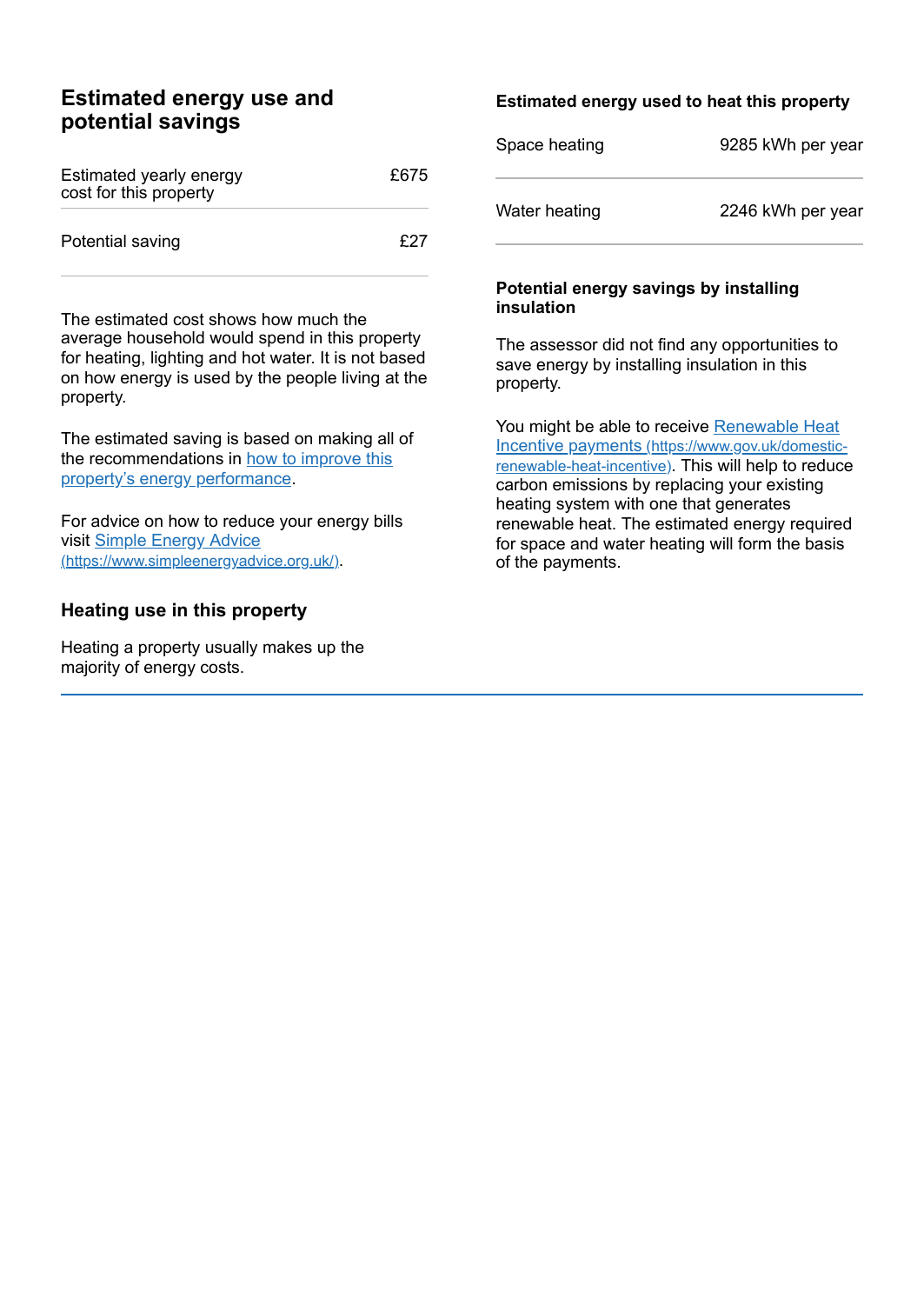## Estimated energy use and potential savings

| | |
|---|---|
| Estimated yearly energy cost for this property | £675 |
| Potential saving | £27 |

The estimated cost shows how much the average household would spend in this property for heating, lighting and hot water. It is not based on how energy is used by the people living at the property.

The estimated saving is based on making all of the recommendations in [how to improve this property's energy performance](#).

For advice on how to reduce your energy bills visit [Simple Energy Advice (https://www.simpleenergyadvice.org.uk/)](https://www.simpleenergyadvice.org.uk/).

### Heating use in this property

Heating a property usually makes up the majority of energy costs.

### Estimated energy used to heat this property

| | |
|---|---|
| Space heating | 9285 kWh per year |
| Water heating | 2246 kWh per year |

### Potential energy savings by installing insulation

The assessor did not find any opportunities to save energy by installing insulation in this property.

You might be able to receive [Renewable Heat Incentive payments (https://www.gov.uk/domestic-renewable-heat-incentive)](https://www.gov.uk/domestic-renewable-heat-incentive). This will help to reduce carbon emissions by replacing your existing heating system with one that generates renewable heat. The estimated energy required for space and water heating will form the basis of the payments.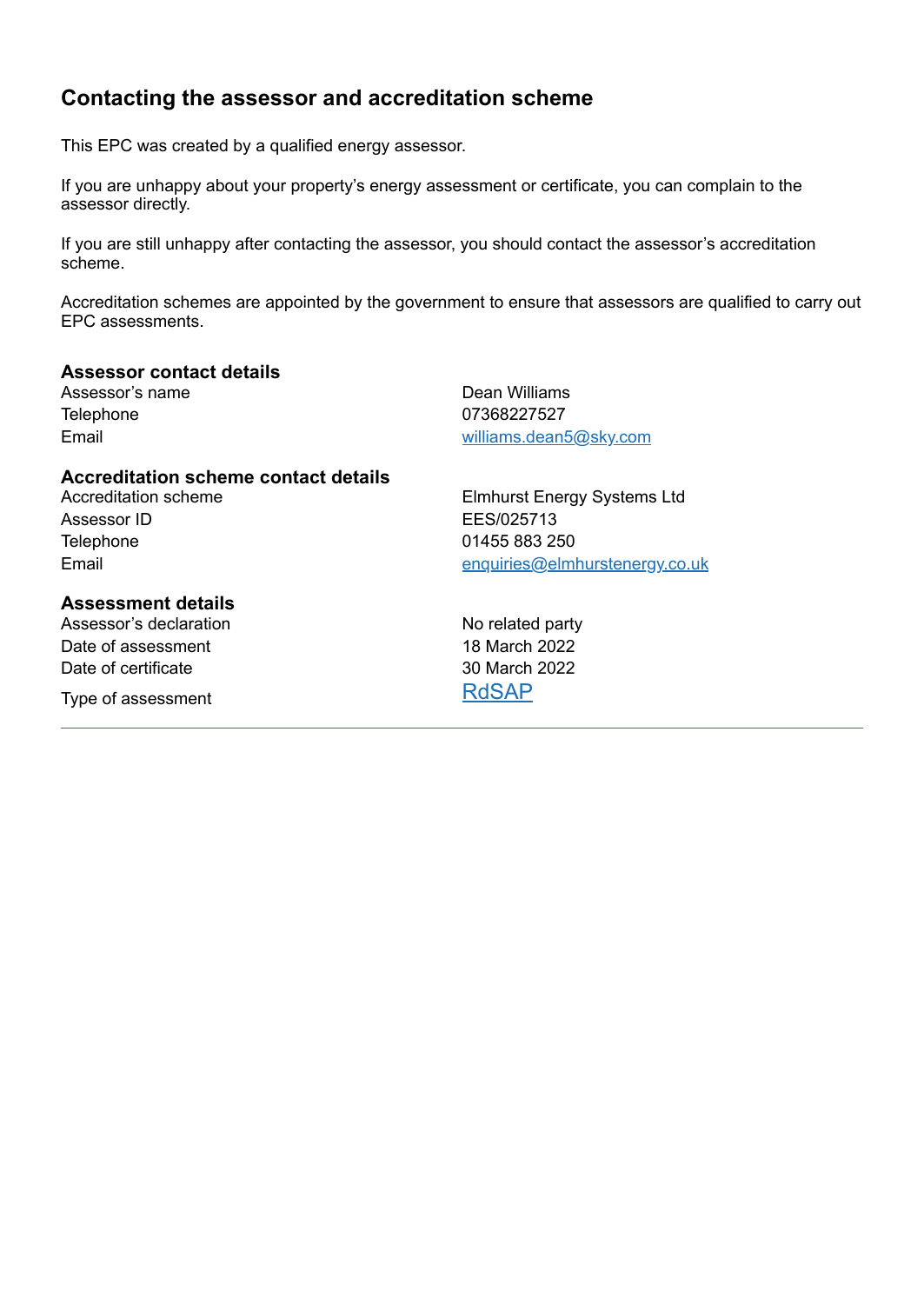## Contacting the assessor and accreditation scheme

This EPC was created by a qualified energy assessor.

If you are unhappy about your property's energy assessment or certificate, you can complain to the assessor directly.

If you are still unhappy after contacting the assessor, you should contact the assessor's accreditation scheme.

Accreditation schemes are appointed by the government to ensure that assessors are qualified to carry out EPC assessments.

### Assessor contact details

| | |
|---|---|
| Assessor's name | Dean Williams |
| Telephone | 07368227527 |
| Email | williams.dean5@sky.com |

### Accreditation scheme contact details

| | |
|---|---|
| Accreditation scheme | Elmhurst Energy Systems Ltd |
| Assessor ID | EES/025713 |
| Telephone | 01455 883 250 |
| Email | enquiries@elmhurstenergy.co.uk |

### Assessment details

| | |
|---|---|
| Assessor's declaration | No related party |
| Date of assessment | 18 March 2022 |
| Date of certificate | 30 March 2022 |
| Type of assessment | RdSAP |